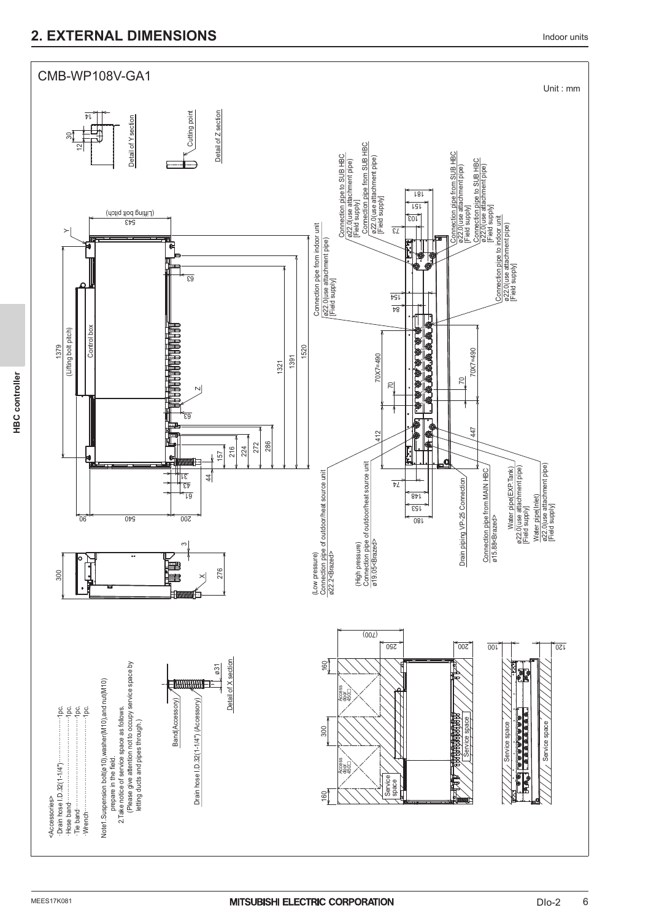## 2. EXTERNAL DIMENSIONS

Indoor units

### CMB-WP108V-GA1

Unit : mm

<Accessories>
- Drain hose I.D.32(1-1/4")··························1pc.
- Hose band··················································1pc.
- Tie band····················································1pc.
- Wrench······················································1pc.

Note1. Suspension bolt(ø10),washer(M10),and nut(M10) prepare in the field.

2. Take notice of service space as follows.
(Please give attention not to occupy service space by letting ducts and pipes through.)

Band(Accessory)

Drain hose I.D.32(1-1/4") (Accessory)

Detail of X section

Detail of Y section

Cutting point

Detail of Z section

Control box

(Lifting bolt pitch)

Connection pipe from indoor unit
ø22.0(use attachment pipe)
[Field supply]

Connection pipe to SUB HBC
ø22.0(use attachment pipe)
[Field supply]

Connection pipe from SUB HBC
ø22.0(use attachment pipe)
[Field supply]

Connection pipe to indoor unit
ø22.0(use attachment pipe)
[Field supply]

(Low pressure)
Connection pipe of outdoor/heat source unit
ø22.2<Brazed>

(High pressure)
Connection pipe of outdoor/heat source unit
ø19.05<Brazed>

Drain piping VP-25 Connection

Connection pipe from MAIN HBC
ø15.88<Brazed>

Water pipe(EXP.Tank)
ø22.0(use attachment pipe)
[Field supply]

Water pipe(Inlet)
ø22.0(use attachment pipe)
[Field supply]

Access door 450□

Service space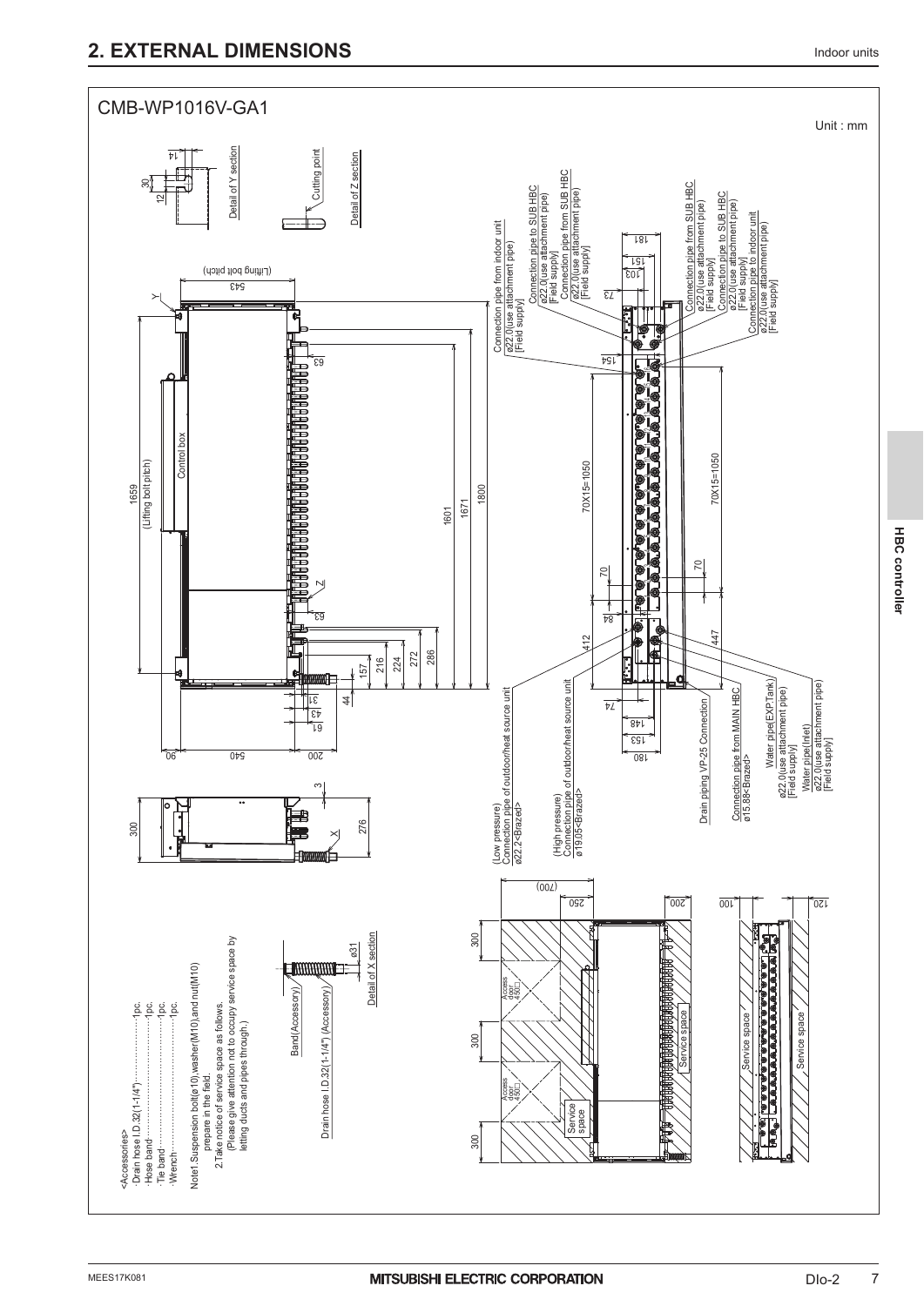## 2. EXTERNAL DIMENSIONS

Indoor units

### CMB-WP1016V-GA1

Unit : mm

<Accessories>
- Drain hose I.D.32(1-1/4")···············1pc.
- Hose band······························1pc.
- Tie band································1pc.
- Wrench··································1pc.

Note1.Suspension bolt(ø10),washer(M10),and nut(M10) prepare in the field.

2.Take notice of service space as follows.
(Please give attention not to occupy service space by letting ducts and pipes through.)

Band(Accessory)

Drain hose I.D.32(1-1/4") (Accessory)

ø31

Detail of X section

Detail of Y section

Cutting point

Detail of Z section

Control box

1659 (Lifting bolt pitch)

543 (Lifting bolt pitch)

(Low pressure) Connection pipe of outdoor/heat source unit ø22.2<Brazed>

(High pressure) Connection pipe of outdoor/heat source unit ø19.05<Brazed>

Drain piping VP-25 Connection

Connection pipe from MAIN HBC ø15.88<Brazed>

Water pipe(EXP.Tank) ø22.0(use attachment pipe) [Field supply]

Water pipe(Inlet) ø22.0(use attachment pipe) [Field supply]

Connection pipe from indoor unit ø22.0(use attachment pipe) [Field supply]

Connection pipe to SUB HBC ø22.0(use attachment pipe) [Field supply]

Connection pipe from SUB HBC ø22.0(use attachment pipe) [Field supply]

Connection pipe to indoor unit ø22.0(use attachment pipe) [Field supply]

70X15=1050

Service space

Access door 450□

HBC controller

MEES17K081

MITSUBISHI ELECTRIC CORPORATION

DIo-2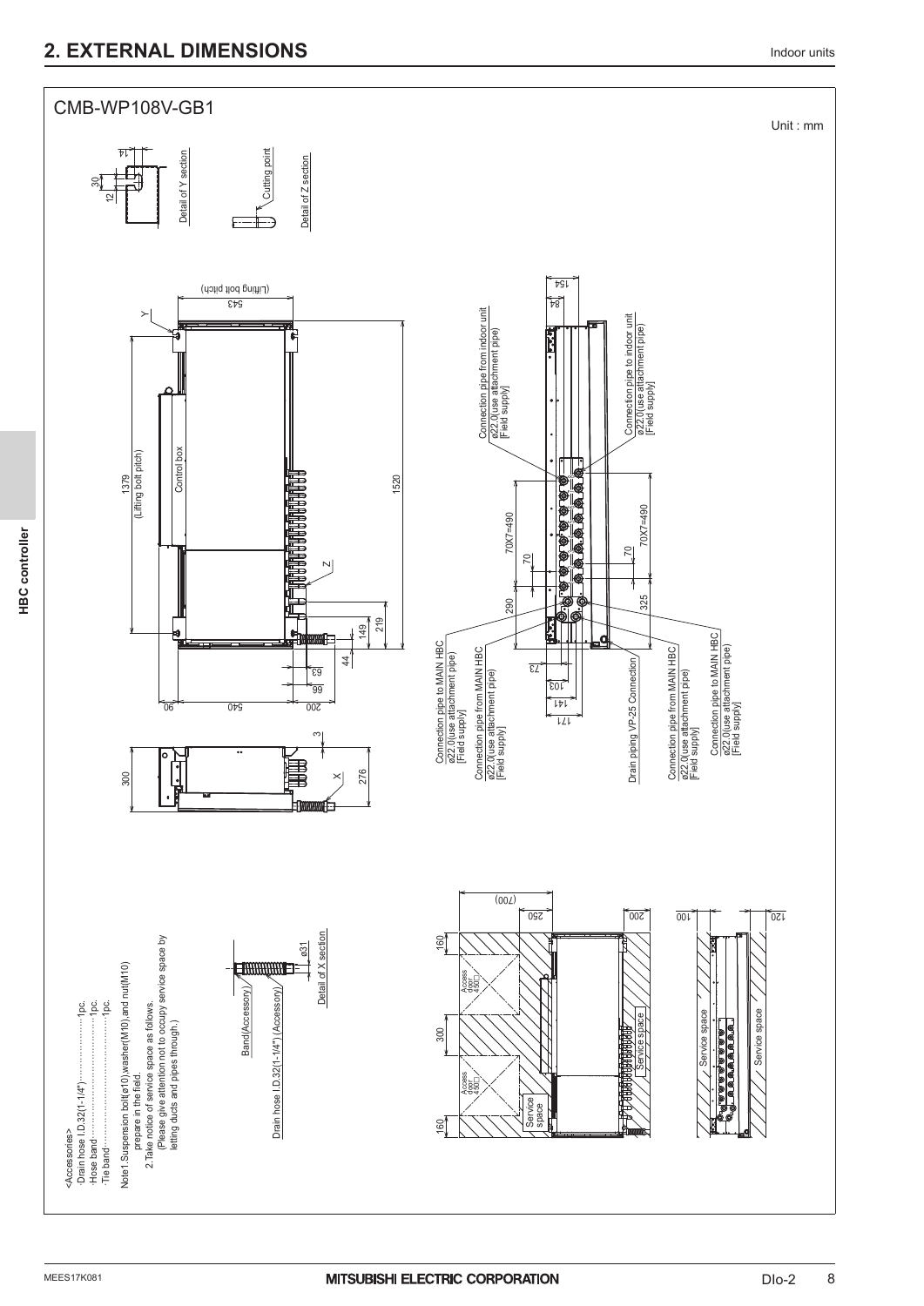## 2. EXTERNAL DIMENSIONS

### CMB-WP108V-GB1

Unit : mm

Detail of Y section

Cutting point

Detail of Z section

Control box

1379 (Lifting bolt pitch)

543 (Lifting bolt pitch)

1520

Connection pipe from indoor unit ø22.0(use attachment pipe) [Field supply]

Connection pipe to indoor unit ø22.0(use attachment pipe) [Field supply]

Connection pipe to MAIN HBC ø22.0(use attachment pipe) [Field supply]

Connection pipe from MAIN HBC ø22.0(use attachment pipe) [Field supply]

Drain piping VP-25 Connection

Connection pipe from MAIN HBC ø22.0(use attachment pipe) [Field supply]

Connection pipe to MAIN HBC ø22.0(use attachment pipe) [Field supply]

70X7=490

Band(Accessory)

Drain hose I.D.32(1-1/4") (Accessory)

Detail of X section

Access door 450□

Service space

<Accessories>
- Drain hose I.D.32(1-1/4")························1pc.
- Hose band··········································1pc.
- Tie band·············································1pc.

Note1. Suspension bolt(ø10),washer(M10),and nut(M10) prepare in the field.

2. Take notice of service space as follows. (Please give attention not to occupy service space by letting ducts and pipes through.)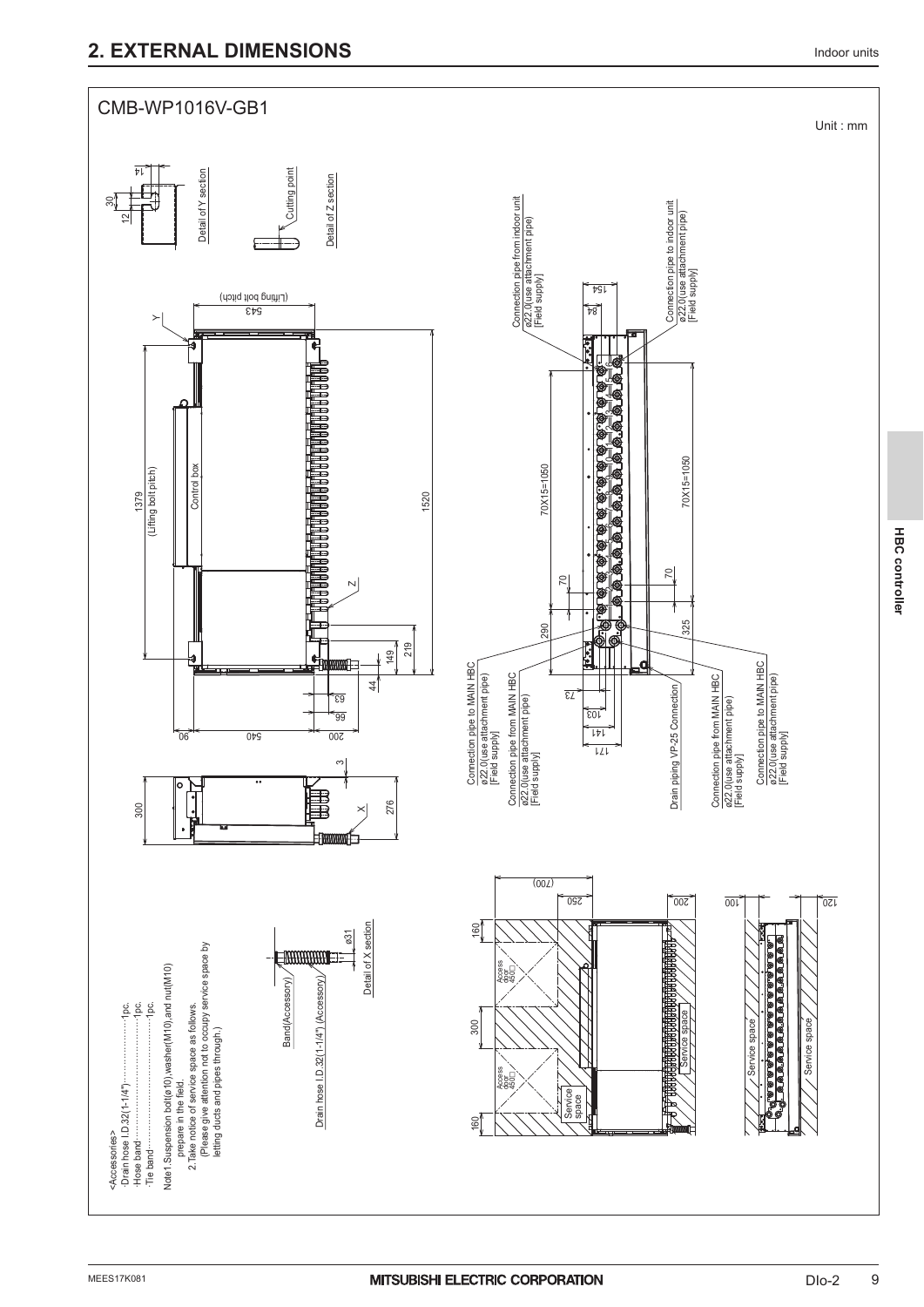## 2. EXTERNAL DIMENSIONS

CMB-WP1016V-GB1

Unit : mm

<Accessories>
- Drain hose I.D.32(1-1/4")························1pc.
- Hose band·············································1pc.
- Tie band·················································1pc.

Note1.Suspension bolt(ø10),washer(M10),and nut(M10) prepare in the field.

2.Take notice of service space as follows.
(Please give attention not to occupy service space by letting ducts and pipes through.)

Detail of Y section

Cutting point

Detail of Z section

Band(Accessory)

Drain hose I.D.32(1-1/4") (Accessory)

ø31

Detail of X section

Control box

1379
(Lifting bolt pitch)

543
(Lifting bolt pitch)

1520

Connection pipe from indoor unit
ø22.0(use attachment pipe)
[Field supply]

Connection pipe to indoor unit
ø22.0(use attachment pipe)
[Field supply]

70X15=1050

Connection pipe to MAIN HBC
ø22.0(use attachment pipe)
[Field supply]

Connection pipe from MAIN HBC
ø22.0(use attachment pipe)
[Field supply]

Drain piping VP-25 Connection

Connection pipe from MAIN HBC
ø22.0(use attachment pipe)
[Field supply]

Connection pipe to MAIN HBC
ø22.0(use attachment pipe)
[Field supply]

Access door 450□

Service space

(700)